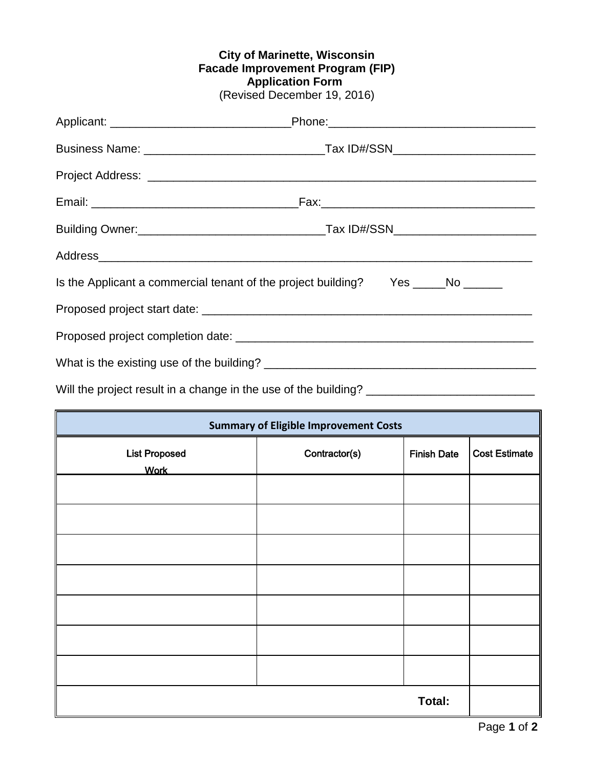**City of Marinette, Wisconsin**
**Facade Improvement Program (FIP)**
**Application Form**
(Revised December 19, 2016)

Applicant: ___________________________Phone:_______________________________

Business Name: ___________________________Tax ID#/SSN_____________________

Project Address: ____________________________________________________________

Email: _______________________________Fax:________________________________

Building Owner:____________________________Tax ID#/SSN_____________________

Address__________________________________________________________________

Is the Applicant a commercial tenant of the project building? Yes _____No ______

Proposed project start date: ___________________________________________________

Proposed project completion date: ______________________________________________

What is the existing use of the building? __________________________________________

Will the project result in a change in the use of the building? _________________________

| Summary of Eligible Improvement Costs | | | |
|---|---|---|---|
| List Proposed Work | Contractor(s) | Finish Date | Cost Estimate |
| | | | |
| | | | |
| | | | |
| | | | |
| | | | |
| | | | |
| | | | |
| | | **Total:** | |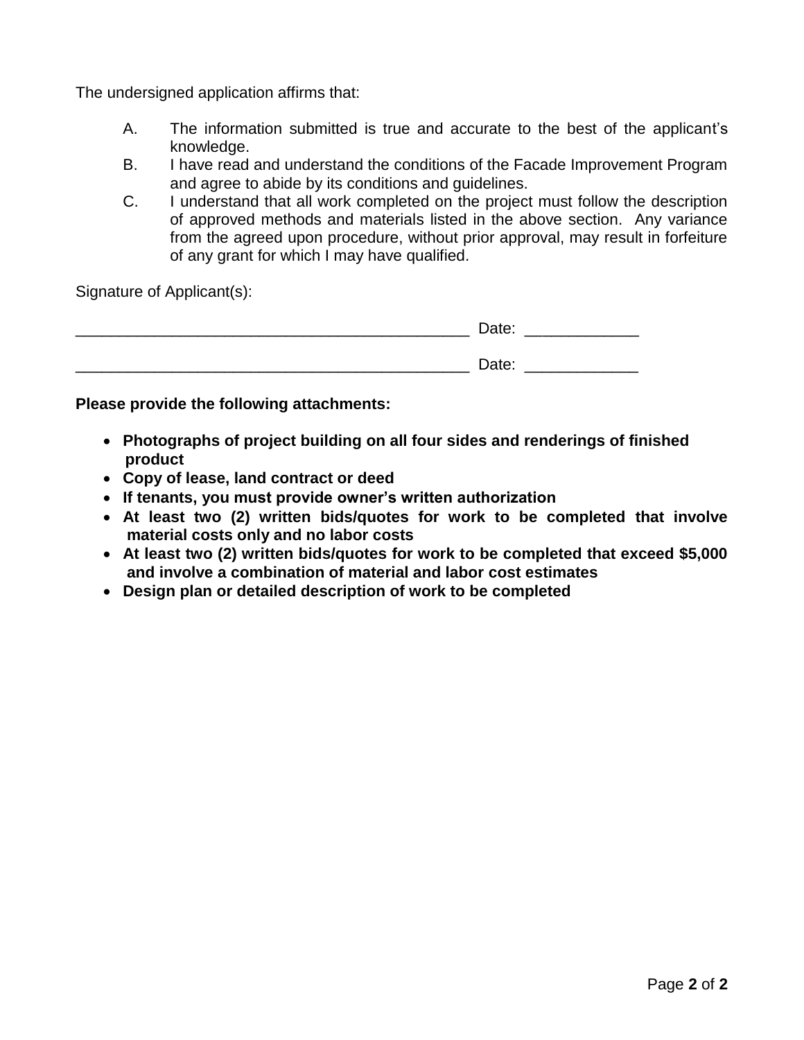The undersigned application affirms that:

A. The information submitted is true and accurate to the best of the applicant's knowledge.
B. I have read and understand the conditions of the Facade Improvement Program and agree to abide by its conditions and guidelines.
C. I understand that all work completed on the project must follow the description of approved methods and materials listed in the above section. Any variance from the agreed upon procedure, without prior approval, may result in forfeiture of any grant for which I may have qualified.

Signature of Applicant(s):

_____________________________________________ Date: ____________

_____________________________________________ Date: ____________

**Please provide the following attachments:**

- **Photographs of project building on all four sides and renderings of finished product**
- **Copy of lease, land contract or deed**
- **If tenants, you must provide owner's written authorization**
- **At least two (2) written bids/quotes for work to be completed that involve material costs only and no labor costs**
- **At least two (2) written bids/quotes for work to be completed that exceed $5,000 and involve a combination of material and labor cost estimates**
- **Design plan or detailed description of work to be completed**